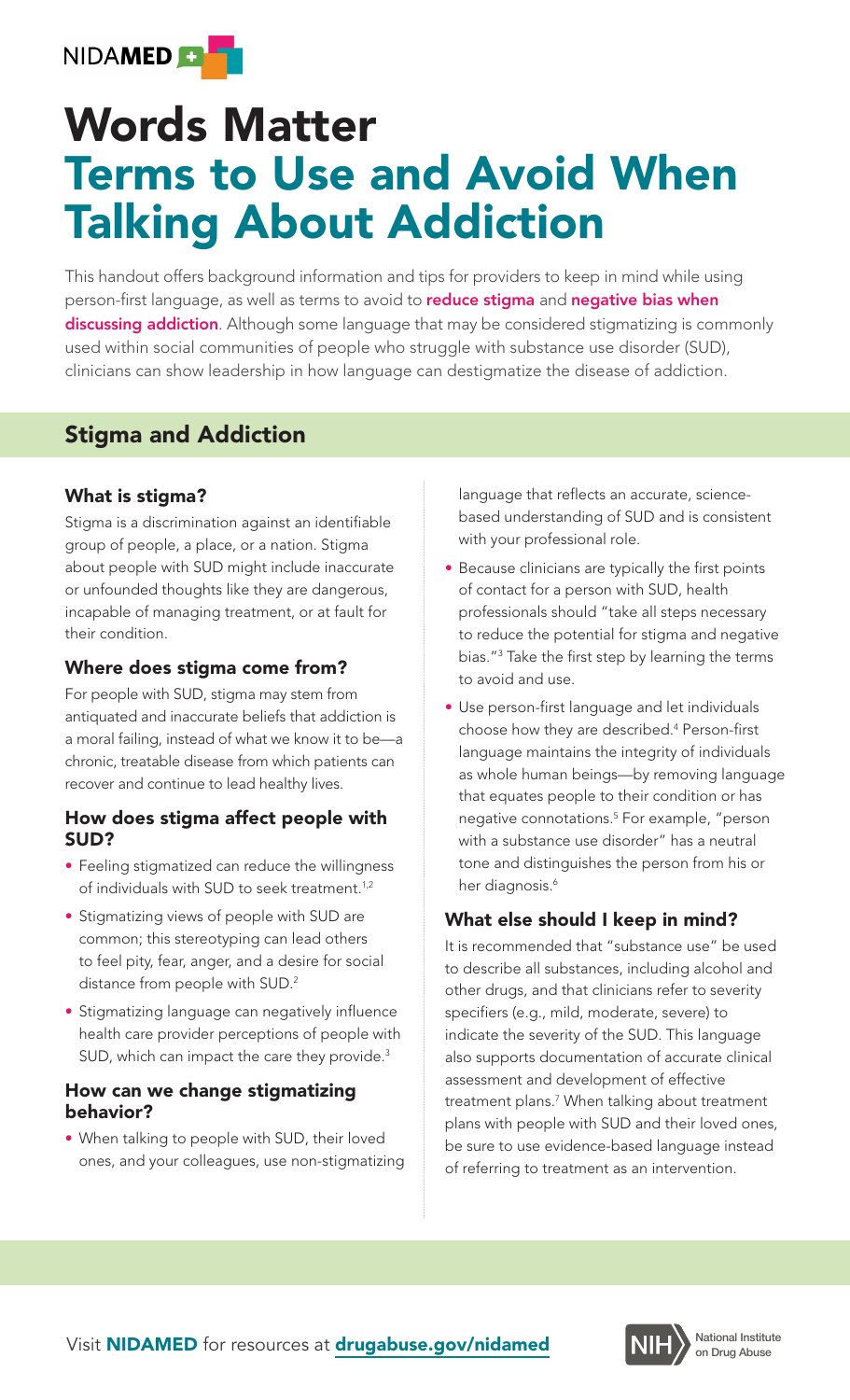NIDAMED

# Words Matter
# Terms to Use and Avoid When Talking About Addiction

This handout offers background information and tips for providers to keep in mind while using person-first language, as well as terms to avoid to **reduce stigma** and **negative bias when discussing addiction**. Although some language that may be considered stigmatizing is commonly used within social communities of people who struggle with substance use disorder (SUD), clinicians can show leadership in how language can destigmatize the disease of addiction.

## Stigma and Addiction

### What is stigma?

Stigma is a discrimination against an identifiable group of people, a place, or a nation. Stigma about people with SUD might include inaccurate or unfounded thoughts like they are dangerous, incapable of managing treatment, or at fault for their condition.

### Where does stigma come from?

For people with SUD, stigma may stem from antiquated and inaccurate beliefs that addiction is a moral failing, instead of what we know it to be—a chronic, treatable disease from which patients can recover and continue to lead healthy lives.

### How does stigma affect people with SUD?

- Feeling stigmatized can reduce the willingness of individuals with SUD to seek treatment.[1,2]
- Stigmatizing views of people with SUD are common; this stereotyping can lead others to feel pity, fear, anger, and a desire for social distance from people with SUD.[2]
- Stigmatizing language can negatively influence health care provider perceptions of people with SUD, which can impact the care they provide.[3]

### How can we change stigmatizing behavior?

- When talking to people with SUD, their loved ones, and your colleagues, use non-stigmatizing language that reflects an accurate, science-based understanding of SUD and is consistent with your professional role.
- Because clinicians are typically the first points of contact for a person with SUD, health professionals should "take all steps necessary to reduce the potential for stigma and negative bias."[3] Take the first step by learning the terms to avoid and use.
- Use person-first language and let individuals choose how they are described.[4] Person-first language maintains the integrity of individuals as whole human beings—by removing language that equates people to their condition or has negative connotations.[5] For example, "person with a substance use disorder" has a neutral tone and distinguishes the person from his or her diagnosis.[6]

### What else should I keep in mind?

It is recommended that "substance use" be used to describe all substances, including alcohol and other drugs, and that clinicians refer to severity specifiers (e.g., mild, moderate, severe) to indicate the severity of the SUD. This language also supports documentation of accurate clinical assessment and development of effective treatment plans.[7] When talking about treatment plans with people with SUD and their loved ones, be sure to use evidence-based language instead of referring to treatment as an intervention.

Visit **NIDAMED** for resources at **drugabuse.gov/nidamed**

NIH National Institute on Drug Abuse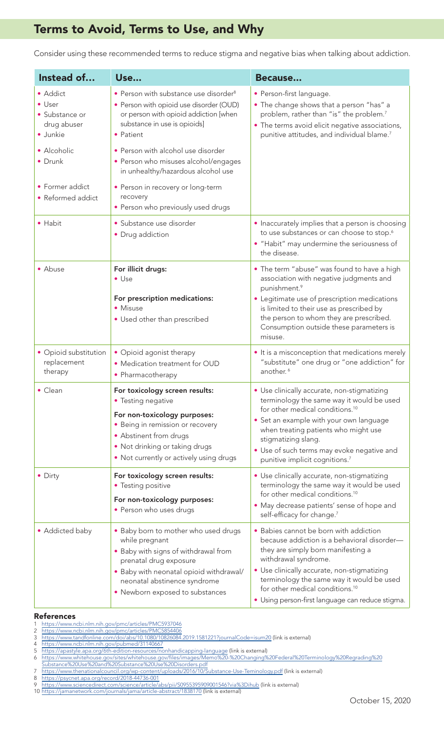## Terms to Avoid, Terms to Use, and Why

Consider using these recommended terms to reduce stigma and negative bias when talking about addiction.

| Instead of... | Use... | Because... |
|---|---|---|
| • Addict<br>• User<br>• Substance or drug abuser<br>• Junkie<br><br>• Alcoholic<br>• Drunk<br><br>• Former addict<br>• Reformed addict | • Person with substance use disorder[8]<br>• Person with opioid use disorder (OUD) or person with opioid addiction [when substance in use is opioids]<br>• Patient<br><br>• Person with alcohol use disorder<br>• Person who misuses alcohol/engages in unhealthy/hazardous alcohol use<br><br>• Person in recovery or long-term recovery<br>• Person who previously used drugs | • Person-first language.<br>• The change shows that a person "has" a problem, rather than "is" the problem.[7]<br>• The terms avoid elicit negative associations, punitive attitudes, and individual blame.[7] |
| • Habit | • Substance use disorder<br>• Drug addiction | • Inaccurately implies that a person is choosing to use substances or can choose to stop.[6]<br>• "Habit" may undermine the seriousness of the disease. |
| • Abuse | **For illicit drugs:**<br>• Use<br><br>**For prescription medications:**<br>• Misuse<br>• Used other than prescribed | • The term "abuse" was found to have a high association with negative judgments and punishment.[9]<br>• Legitimate use of prescription medications is limited to their use as prescribed by the person to whom they are prescribed. Consumption outside these parameters is misuse. |
| • Opioid substitution replacement therapy | • Opioid agonist therapy<br>• Medication treatment for OUD<br>• Pharmacotherapy | • It is a misconception that medications merely "substitute" one drug or "one addiction" for another.[6] |
| • Clean | **For toxicology screen results:**<br>• Testing negative<br><br>**For non-toxicology purposes:**<br>• Being in remission or recovery<br>• Abstinent from drugs<br>• Not drinking or taking drugs<br>• Not currently or actively using drugs | • Use clinically accurate, non-stigmatizing terminology the same way it would be used for other medical conditions.[10]<br>• Set an example with your own language when treating patients who might use stigmatizing slang.<br>• Use of such terms may evoke negative and punitive implicit cognitions.[7] |
| • Dirty | **For toxicology screen results:**<br>• Testing positive<br><br>**For non-toxicology purposes:**<br>• Person who uses drugs | • Use clinically accurate, non-stigmatizing terminology the same way it would be used for other medical conditions.[10]<br>• May decrease patients' sense of hope and self-efficacy for change.[7] |
| • Addicted baby | • Baby born to mother who used drugs while pregnant<br>• Baby with signs of withdrawal from prenatal drug exposure<br>• Baby with neonatal opioid withdrawal/neonatal abstinence syndrome<br>• Newborn exposed to substances | • Babies cannot be born with addiction because addiction is a behavioral disorder—they are simply born manifesting a withdrawal syndrome.<br>• Use clinically accurate, non-stigmatizing terminology the same way it would be used for other medical conditions.[10]<br>• Using person-first language can reduce stigma. |

### References

1. https://www.ncbi.nlm.nih.gov/pmc/articles/PMC5937046
2. https://www.ncbi.nlm.nih.gov/pmc/articles/PMC5854406
3. https://www.tandfonline.com/doi/abs/10.1080/10826084.2019.1581221?journalCode=isum20 (link is external)
4. https://www.ncbi.nlm.nih.gov/pubmed/31140667
5. https://apastyle.apa.org/6th-edition-resources/nonhandicapping-language (link is external)
6. https://www.whitehouse.gov/sites/whitehouse.gov/files/images/Memo%20-%20Changing%20Federal%20Terminology%20Regrading%20Substance%20Use%20and%20Substance%20Use%20Disorders.pdf
7. https://www.thenationalcouncil.org/wp-content/uploads/2016/10/Substance-Use-Teminology.pdf (link is external)
8. https://psycnet.apa.org/record/2018-44736-001
9. https://www.sciencedirect.com/science/article/abs/pii/S0955395909001546?via%3Dihub (link is external)
10. https://jamanetwork.com/journals/jama/article-abstract/1838170 (link is external)

October 15, 2020